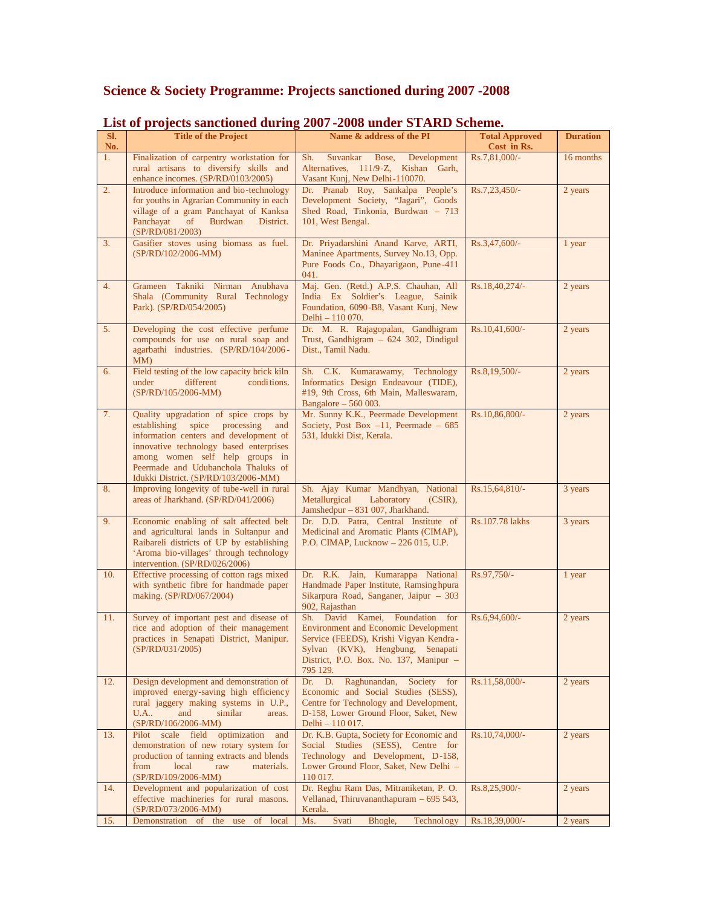# Science & Society Programme: Projects sanctioned during 2007 -2008

## List of projects sanctioned during 2007-2008 under STARD Scheme.

| Sl. No. | Title of the Project | Name & address of the PI | Total Approved Cost in Rs. | Duration |
|---|---|---|---|---|
| 1. | Finalization of carpentry workstation for rural artisans to diversify skills and enhance incomes. (SP/RD/0103/2005) | Sh. Suvankar Bose, Development Alternatives, 111/9-Z, Kishan Garh, Vasant Kunj, New Delhi-110070. | Rs.7,81,000/- | 16 months |
| 2. | Introduce information and bio-technology for youths in Agrarian Community in each village of a gram Panchayat of Kanksa Panchayat of Burdwan District. (SP/RD/081/2003) | Dr. Pranab Roy, Sankalpa People's Development Society, "Jagari", Goods Shed Road, Tinkonia, Burdwan – 713 101, West Bengal. | Rs.7,23,450/- | 2 years |
| 3. | Gasifier stoves using biomass as fuel. (SP/RD/102/2006-MM) | Dr. Priyadarshini Anand Karve, ARTI, Maninee Apartments, Survey No.13, Opp. Pure Foods Co., Dhayarigaon, Pune-411 041. | Rs.3,47,600/- | 1 year |
| 4. | Grameen Takniki Nirman Anubhava Shala (Community Rural Technology Park). (SP/RD/054/2005) | Maj. Gen. (Retd.) A.P.S. Chauhan, All India Ex Soldier's League, Sainik Foundation, 6090-B8, Vasant Kunj, New Delhi – 110 070. | Rs.18,40,274/- | 2 years |
| 5. | Developing the cost effective perfume compounds for use on rural soap and agarbathi industries. (SP/RD/104/2006-MM) | Dr. M. R. Rajagopalan, Gandhigram Trust, Gandhigram – 624 302, Dindigul Dist., Tamil Nadu. | Rs.10,41,600/- | 2 years |
| 6. | Field testing of the low capacity brick kiln under different conditions. (SP/RD/105/2006-MM) | Sh. C.K. Kumarawamy, Technology Informatics Design Endeavour (TIDE), #19, 9th Cross, 6th Main, Malleswaram, Bangalore – 560 003. | Rs.8,19,500/- | 2 years |
| 7. | Quality upgradation of spice crops by establishing spice processing and information centers and development of innovative technology based enterprises among women self help groups in Peermade and Udubanchola Thaluks of Idukki District. (SP/RD/103/2006-MM) | Mr. Sunny K.K., Peermade Development Society, Post Box –11, Peermade – 685 531, Idukki Dist, Kerala. | Rs.10,86,800/- | 2 years |
| 8. | Improving longevity of tube-well in rural areas of Jharkhand. (SP/RD/041/2006) | Sh. Ajay Kumar Mandhyan, National Metallurgical Laboratory (CSIR), Jamshedpur – 831 007, Jharkhand. | Rs.15,64,810/- | 3 years |
| 9. | Economic enabling of salt affected belt and agricultural lands in Sultanpur and Raibareli districts of UP by establishing 'Aroma bio-villages' through technology intervention. (SP/RD/026/2006) | Dr. D.D. Patra, Central Institute of Medicinal and Aromatic Plants (CIMAP), P.O. CIMAP, Lucknow – 226 015, U.P. | Rs.107.78 lakhs | 3 years |
| 10. | Effective processing of cotton rags mixed with synthetic fibre for handmade paper making. (SP/RD/067/2004) | Dr. R.K. Jain, Kumarappa National Handmade Paper Institute, Ramsinghpura Sikarpura Road, Sanganer, Jaipur – 303 902, Rajasthan | Rs.97,750/- | 1 year |
| 11. | Survey of important pest and disease of rice and adoption of their management practices in Senapati District, Manipur. (SP/RD/031/2005) | Sh. David Kamei, Foundation for Environment and Economic Development Service (FEEDS), Krishi Vigyan Kendra-Sylvan (KVK), Hengbung, Senapati District, P.O. Box. No. 137, Manipur – 795 129. | Rs.6,94,600/- | 2 years |
| 12. | Design development and demonstration of improved energy-saving high efficiency rural jaggery making systems in U.P., U.A.. and similar areas. (SP/RD/106/2006-MM) | Dr. D. Raghunandan, Society for Economic and Social Studies (SESS), Centre for Technology and Development, D-158, Lower Ground Floor, Saket, New Delhi – 110 017. | Rs.11,58,000/- | 2 years |
| 13. | Pilot scale field optimization and demonstration of new rotary system for production of tanning extracts and blends from local raw materials. (SP/RD/109/2006-MM) | Dr. K.B. Gupta, Society for Economic and Social Studies (SESS), Centre for Technology and Development, D-158, Lower Ground Floor, Saket, New Delhi – 110 017. | Rs.10,74,000/- | 2 years |
| 14. | Development and popularization of cost effective machineries for rural masons. (SP/RD/073/2006-MM) | Dr. Reghu Ram Das, Mitraniketan, P. O. Vellanad, Thiruvananthapuram – 695 543, Kerala. | Rs.8,25,900/- | 2 years |
| 15. | Demonstration of the use of local | Ms. Svati Bhogle, Technology | Rs.18,39,000/- | 2 years |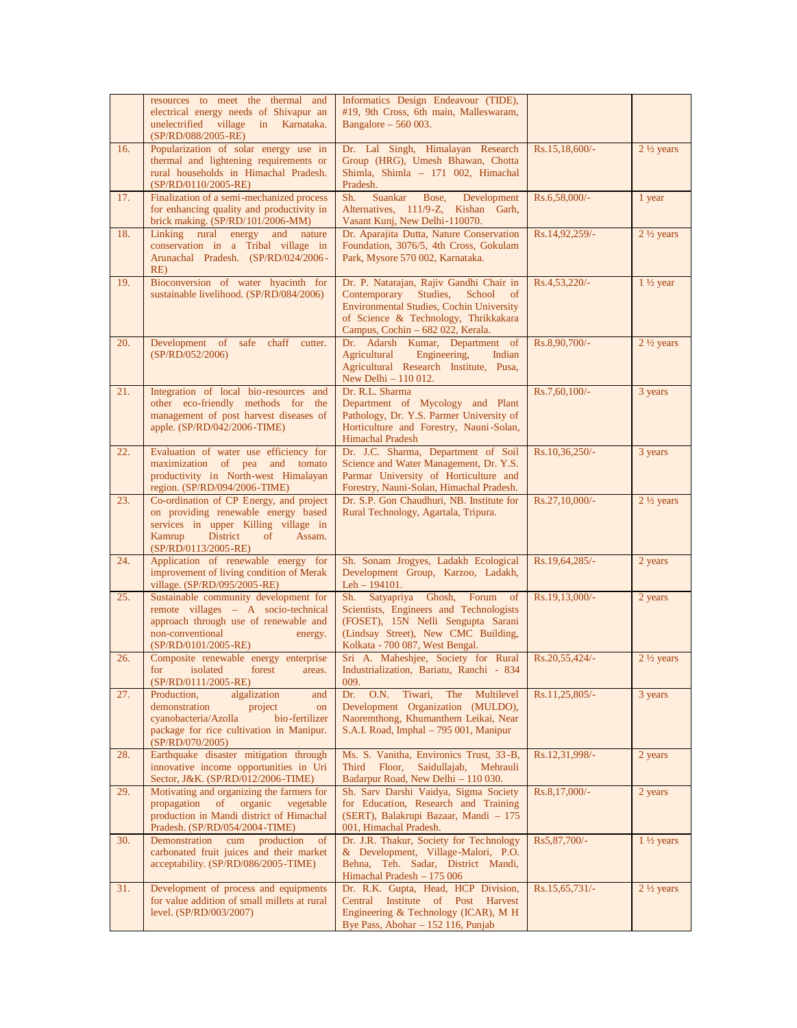| | | | | |
|---|---|---|---|---|
| | resources to meet the thermal and electrical energy needs of Shivapur an unelectrified village in Karnataka. (SP/RD/088/2005-RE) | Informatics Design Endeavour (TIDE), #19, 9th Cross, 6th main, Malleswaram, Bangalore – 560 003. | | |
| 16. | Popularization of solar energy use in thermal and lightening requirements or rural households in Himachal Pradesh. (SP/RD/0110/2005-RE) | Dr. Lal Singh, Himalayan Research Group (HRG), Umesh Bhawan, Chotta Shimla, Shimla – 171 002, Himachal Pradesh. | Rs.15,18,600/- | 2 ½ years |
| 17. | Finalization of a semi-mechanized process for enhancing quality and productivity in brick making. (SP/RD/101/2006-MM) | Sh. Suankar Bose, Development Alternatives, 111/9-Z, Kishan Garh, Vasant Kunj, New Delhi-110070. | Rs.6,58,000/- | 1 year |
| 18. | Linking rural energy and nature conservation in a Tribal village in Arunachal Pradesh. (SP/RD/024/2006-RE) | Dr. Aparajita Dutta, Nature Conservation Foundation, 3076/5, 4th Cross, Gokulam Park, Mysore 570 002, Karnataka. | Rs.14,92,259/- | 2 ½ years |
| 19. | Bioconversion of water hyacinth for sustainable livelihood. (SP/RD/084/2006) | Dr. P. Natarajan, Rajiv Gandhi Chair in Contemporary Studies, School of Environmental Studies, Cochin University of Science & Technology, Thrikkakara Campus, Cochin – 682 022, Kerala. | Rs.4,53,220/- | 1 ½ year |
| 20. | Development of safe chaff cutter. (SP/RD/052/2006) | Dr. Adarsh Kumar, Department of Agricultural Engineering, Indian Agricultural Research Institute, Pusa, New Delhi – 110 012. | Rs.8,90,700/- | 2 ½ years |
| 21. | Integration of local bio-resources and other eco-friendly methods for the management of post harvest diseases of apple. (SP/RD/042/2006-TIME) | Dr. R.L. Sharma Department of Mycology and Plant Pathology, Dr. Y.S. Parmer University of Horticulture and Forestry, Nauni-Solan, Himachal Pradesh | Rs.7,60,100/- | 3 years |
| 22. | Evaluation of water use efficiency for maximization of pea and tomato productivity in North-west Himalayan region. (SP/RD/094/2006-TIME) | Dr. J.C. Sharma, Department of Soil Science and Water Management, Dr. Y.S. Parmar University of Horticulture and Forestry, Nauni-Solan, Himachal Pradesh. | Rs.10,36,250/- | 3 years |
| 23. | Co-ordination of CP Energy, and project on providing renewable energy based services in upper Killing village in Kamrup District of Assam. (SP/RD/0113/2005-RE) | Dr. S.P. Gon Chaudhuri, NB. Institute for Rural Technology, Agartala, Tripura. | Rs.27,10,000/- | 2 ½ years |
| 24. | Application of renewable energy for improvement of living condition of Merak village. (SP/RD/095/2005-RE) | Sh. Sonam Jrogyes, Ladakh Ecological Development Group, Karzoo, Ladakh, Leh – 194101. | Rs.19,64,285/- | 2 years |
| 25. | Sustainable community development for remote villages – A socio-technical approach through use of renewable and non-conventional energy. (SP/RD/0101/2005-RE) | Sh. Satyapriya Ghosh, Forum of Scientists, Engineers and Technologists (FOSET), 15N Nelli Sengupta Sarani (Lindsay Street), New CMC Building, Kolkata - 700 087, West Bengal. | Rs.19,13,000/- | 2 years |
| 26. | Composite renewable energy enterprise for isolated forest areas. (SP/RD/0111/2005-RE) | Sri A. Maheshjee, Society for Rural Industrialization, Bariatu, Ranchi - 834 009. | Rs.20,55,424/- | 2 ½ years |
| 27. | Production, algalization and demonstration project on cyanobacteria/Azolla bio-fertilizer package for rice cultivation in Manipur. (SP/RD/070/2005) | Dr. O.N. Tiwari, The Multilevel Development Organization (MULDO), Naoremthong, Khumanthem Leikai, Near S.A.I. Road, Imphal – 795 001, Manipur | Rs.11,25,805/- | 3 years |
| 28. | Earthquake disaster mitigation through innovative income opportunities in Uri Sector, J&K. (SP/RD/012/2006-TIME) | Ms. S. Vanitha, Environics Trust, 33-B, Third Floor, Saidullajab, Mehrauli Badarpur Road, New Delhi – 110 030. | Rs.12,31,998/- | 2 years |
| 29. | Motivating and organizing the farmers for propagation of organic vegetable production in Mandi district of Himachal Pradesh. (SP/RD/054/2004-TIME) | Sh. Sarv Darshi Vaidya, Sigma Society for Education, Research and Training (SERT), Balakrupi Bazaar, Mandi – 175 001, Himachal Pradesh. | Rs.8,17,000/- | 2 years |
| 30. | Demonstration cum production of carbonated fruit juices and their market acceptability. (SP/RD/086/2005-TIME) | Dr. J.R. Thakur, Society for Technology & Development, Village-Malori, P.O. Behna, Teh. Sadar, District Mandi, Himachal Pradesh – 175 006 | Rs5,87,700/- | 1 ½ years |
| 31. | Development of process and equipments for value addition of small millets at rural level. (SP/RD/003/2007) | Dr. R.K. Gupta, Head, HCP Division, Central Institute of Post Harvest Engineering & Technology (ICAR), M H Bye Pass, Abohar – 152 116, Punjab | Rs.15,65,731/- | 2 ½ years |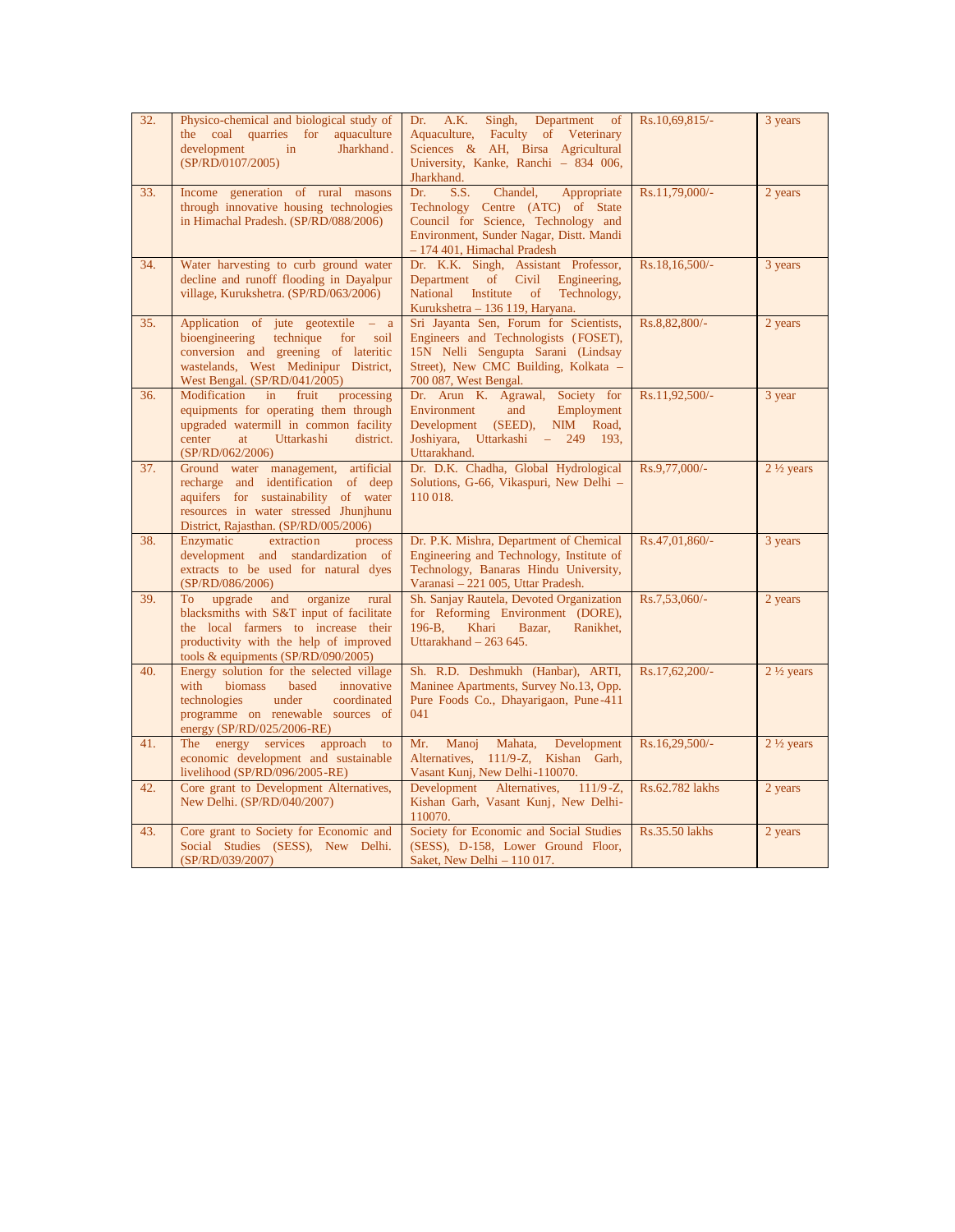| | | | | |
|---|---|---|---|---|
| 32. | Physico-chemical and biological study of the coal quarries for aquaculture development in Jharkhand. (SP/RD/0107/2005) | Dr. A.K. Singh, Department of Aquaculture, Faculty of Veterinary Sciences & AH, Birsa Agricultural University, Kanke, Ranchi – 834 006, Jharkhand. | Rs.10,69,815/- | 3 years |
| 33. | Income generation of rural masons through innovative housing technologies in Himachal Pradesh. (SP/RD/088/2006) | Dr. S.S. Chandel, Appropriate Technology Centre (ATC) of State Council for Science, Technology and Environment, Sunder Nagar, Distt. Mandi – 174 401, Himachal Pradesh | Rs.11,79,000/- | 2 years |
| 34. | Water harvesting to curb ground water decline and runoff flooding in Dayalpur village, Kurukshetra. (SP/RD/063/2006) | Dr. K.K. Singh, Assistant Professor, Department of Civil Engineering, National Institute of Technology, Kurukshetra – 136 119, Haryana. | Rs.18,16,500/- | 3 years |
| 35. | Application of jute geotextile – a bioengineering technique for soil conversion and greening of lateritic wastelands, West Medinipur District, West Bengal. (SP/RD/041/2005) | Sri Jayanta Sen, Forum for Scientists, Engineers and Technologists (FOSET), 15N Nelli Sengupta Sarani (Lindsay Street), New CMC Building, Kolkata – 700 087, West Bengal. | Rs.8,82,800/- | 2 years |
| 36. | Modification in fruit processing equipments for operating them through upgraded watermill in common facility center at Uttarkashi district. (SP/RD/062/2006) | Dr. Arun K. Agrawal, Society for Environment and Employment Development (SEED), NIM Road, Joshiyara, Uttarkashi – 249 193, Uttarakhand. | Rs.11,92,500/- | 3 year |
| 37. | Ground water management, artificial recharge and identification of deep aquifers for sustainability of water resources in water stressed Jhunjhunu District, Rajasthan. (SP/RD/005/2006) | Dr. D.K. Chadha, Global Hydrological Solutions, G-66, Vikaspuri, New Delhi – 110 018. | Rs.9,77,000/- | 2 ½ years |
| 38. | Enzymatic extraction process development and standardization of extracts to be used for natural dyes (SP/RD/086/2006) | Dr. P.K. Mishra, Department of Chemical Engineering and Technology, Institute of Technology, Banaras Hindu University, Varanasi – 221 005, Uttar Pradesh. | Rs.47,01,860/- | 3 years |
| 39. | To upgrade and organize rural blacksmiths with S&T input of facilitate the local farmers to increase their productivity with the help of improved tools & equipments (SP/RD/090/2005) | Sh. Sanjay Rautela, Devoted Organization for Reforming Environment (DORE), 196-B, Khari Bazar, Ranikhet, Uttarakhand – 263 645. | Rs.7,53,060/- | 2 years |
| 40. | Energy solution for the selected village with biomass based innovative technologies under coordinated programme on renewable sources of energy (SP/RD/025/2006-RE) | Sh. R.D. Deshmukh (Hanbar), ARTI, Maninee Apartments, Survey No.13, Opp. Pure Foods Co., Dhayarigaon, Pune-411 041 | Rs.17,62,200/- | 2 ½ years |
| 41. | The energy services approach to economic development and sustainable livelihood (SP/RD/096/2005-RE) | Mr. Manoj Mahata, Development Alternatives, 111/9-Z, Kishan Garh, Vasant Kunj, New Delhi-110070. | Rs.16,29,500/- | 2 ½ years |
| 42. | Core grant to Development Alternatives, New Delhi. (SP/RD/040/2007) | Development Alternatives, 111/9-Z, Kishan Garh, Vasant Kunj, New Delhi-110070. | Rs.62.782 lakhs | 2 years |
| 43. | Core grant to Society for Economic and Social Studies (SESS), New Delhi. (SP/RD/039/2007) | Society for Economic and Social Studies (SESS), D-158, Lower Ground Floor, Saket, New Delhi – 110 017. | Rs.35.50 lakhs | 2 years |